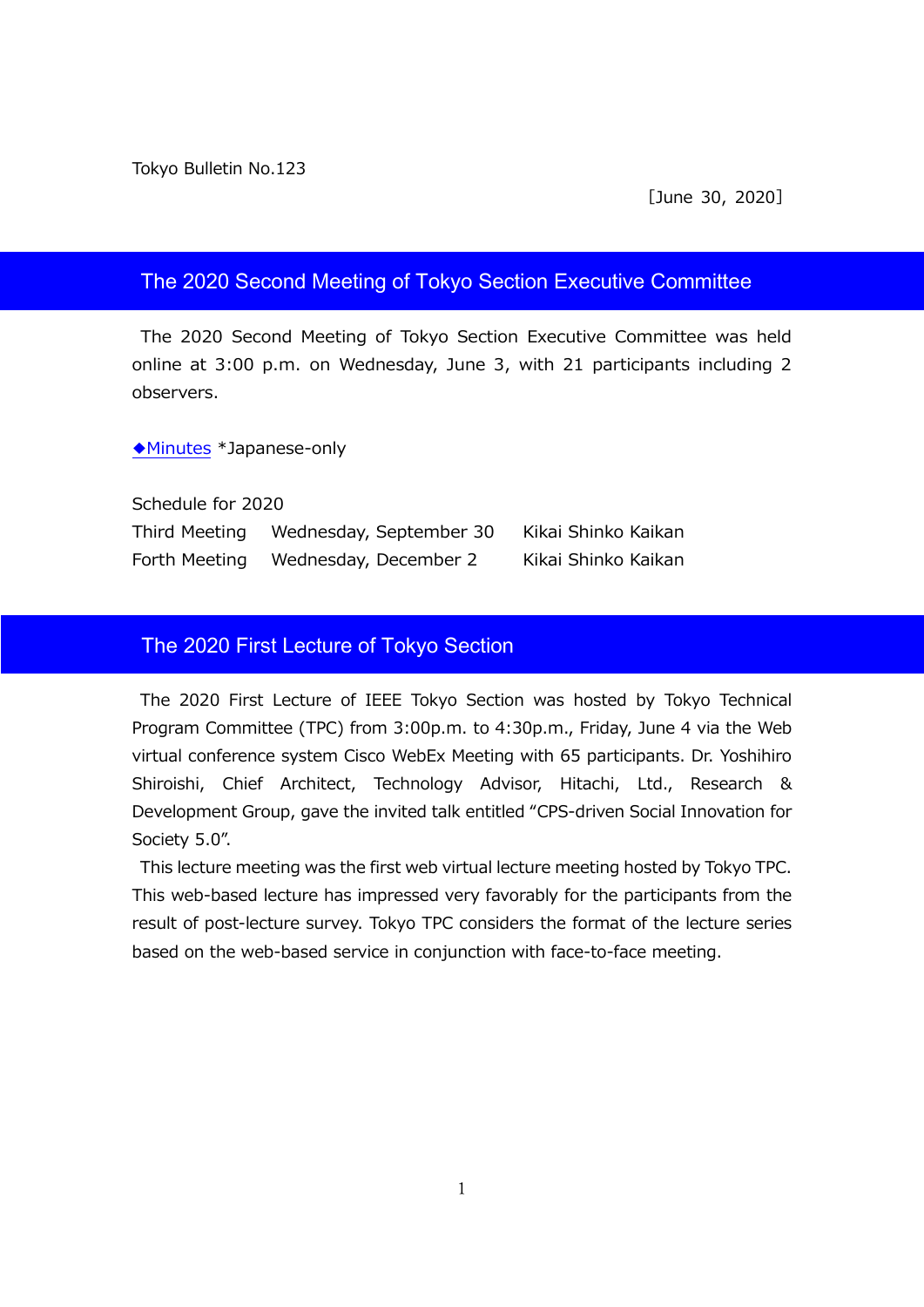Tokyo Bulletin No.123

［June 30, 2020］

## The 2020 Second Meeting of Tokyo Section Executive Committee

The 2020 Second Meeting of Tokyo Section Executive Committee was held online at 3:00 p.m. on Wednesday, June 3, with 21 participants including 2 observers.

◆Minutes *Japanese-only

Schedule for 2020

| | | |
|---|---|---|
| Third Meeting | Wednesday, September 30 | Kikai Shinko Kaikan |
| Forth Meeting | Wednesday, December 2 | Kikai Shinko Kaikan |

## The 2020 First Lecture of Tokyo Section

The 2020 First Lecture of IEEE Tokyo Section was hosted by Tokyo Technical Program Committee (TPC) from 3:00p.m. to 4:30p.m., Friday, June 4 via the Web virtual conference system Cisco WebEx Meeting with 65 participants. Dr. Yoshihiro Shiroishi, Chief Architect, Technology Advisor, Hitachi, Ltd., Research & Development Group, gave the invited talk entitled “CPS-driven Social Innovation for Society 5.0”.

This lecture meeting was the first web virtual lecture meeting hosted by Tokyo TPC. This web-based lecture has impressed very favorably for the participants from the result of post-lecture survey. Tokyo TPC considers the format of the lecture series based on the web-based service in conjunction with face-to-face meeting.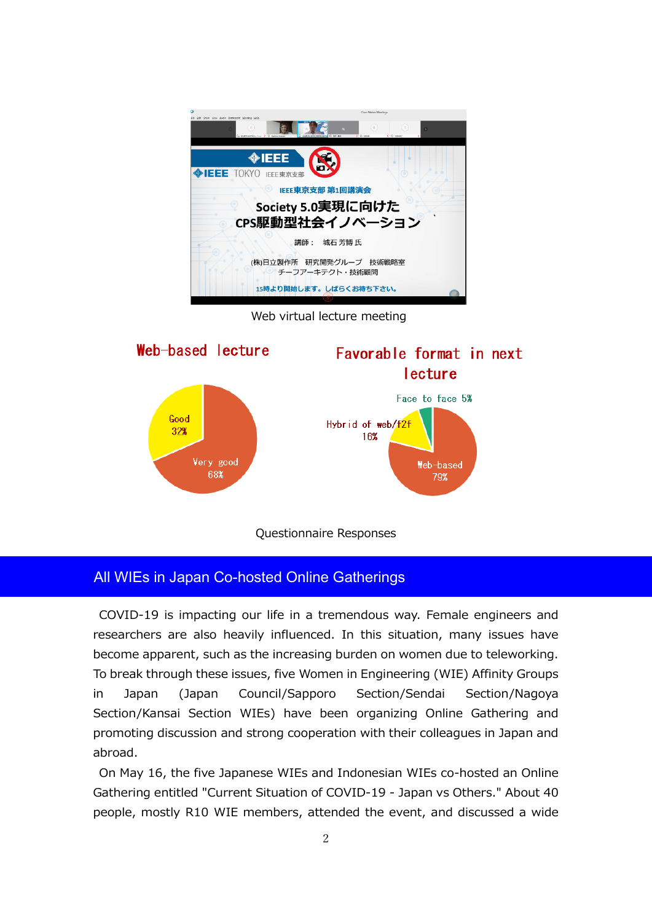Web virtual lecture meeting

Web-based lecture

Good 32%

Very good 68%

Favorable format in next lecture

Face to face 5%

Hybrid of web/f2f 16%

Web-based 79%

Questionnaire Responses

## All WIEs in Japan Co-hosted Online Gatherings

COVID-19 is impacting our life in a tremendous way. Female engineers and researchers are also heavily influenced. In this situation, many issues have become apparent, such as the increasing burden on women due to teleworking. To break through these issues, five Women in Engineering (WIE) Affinity Groups in Japan (Japan Council/Sapporo Section/Sendai Section/Nagoya Section/Kansai Section WIEs) have been organizing Online Gathering and promoting discussion and strong cooperation with their colleagues in Japan and abroad.

On May 16, the five Japanese WIEs and Indonesian WIEs co-hosted an Online Gathering entitled "Current Situation of COVID-19 - Japan vs Others." About 40 people, mostly R10 WIE members, attended the event, and discussed a wide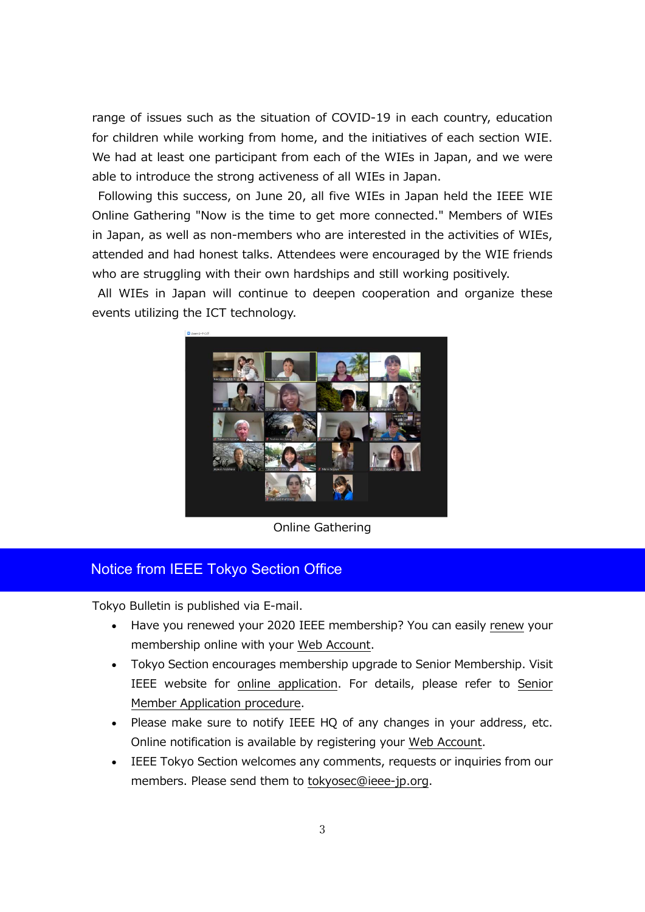range of issues such as the situation of COVID-19 in each country, education for children while working from home, and the initiatives of each section WIE. We had at least one participant from each of the WIEs in Japan, and we were able to introduce the strong activeness of all WIEs in Japan.

Following this success, on June 20, all five WIEs in Japan held the IEEE WIE Online Gathering "Now is the time to get more connected." Members of WIEs in Japan, as well as non-members who are interested in the activities of WIEs, attended and had honest talks. Attendees were encouraged by the WIE friends who are struggling with their own hardships and still working positively.

All WIEs in Japan will continue to deepen cooperation and organize these events utilizing the ICT technology.

Online Gathering

## Notice from IEEE Tokyo Section Office

Tokyo Bulletin is published via E-mail.

- Have you renewed your 2020 IEEE membership? You can easily renew your membership online with your Web Account.
- Tokyo Section encourages membership upgrade to Senior Membership. Visit IEEE website for online application. For details, please refer to Senior Member Application procedure.
- Please make sure to notify IEEE HQ of any changes in your address, etc. Online notification is available by registering your Web Account.
- IEEE Tokyo Section welcomes any comments, requests or inquiries from our members. Please send them to tokyosec@ieee-jp.org.